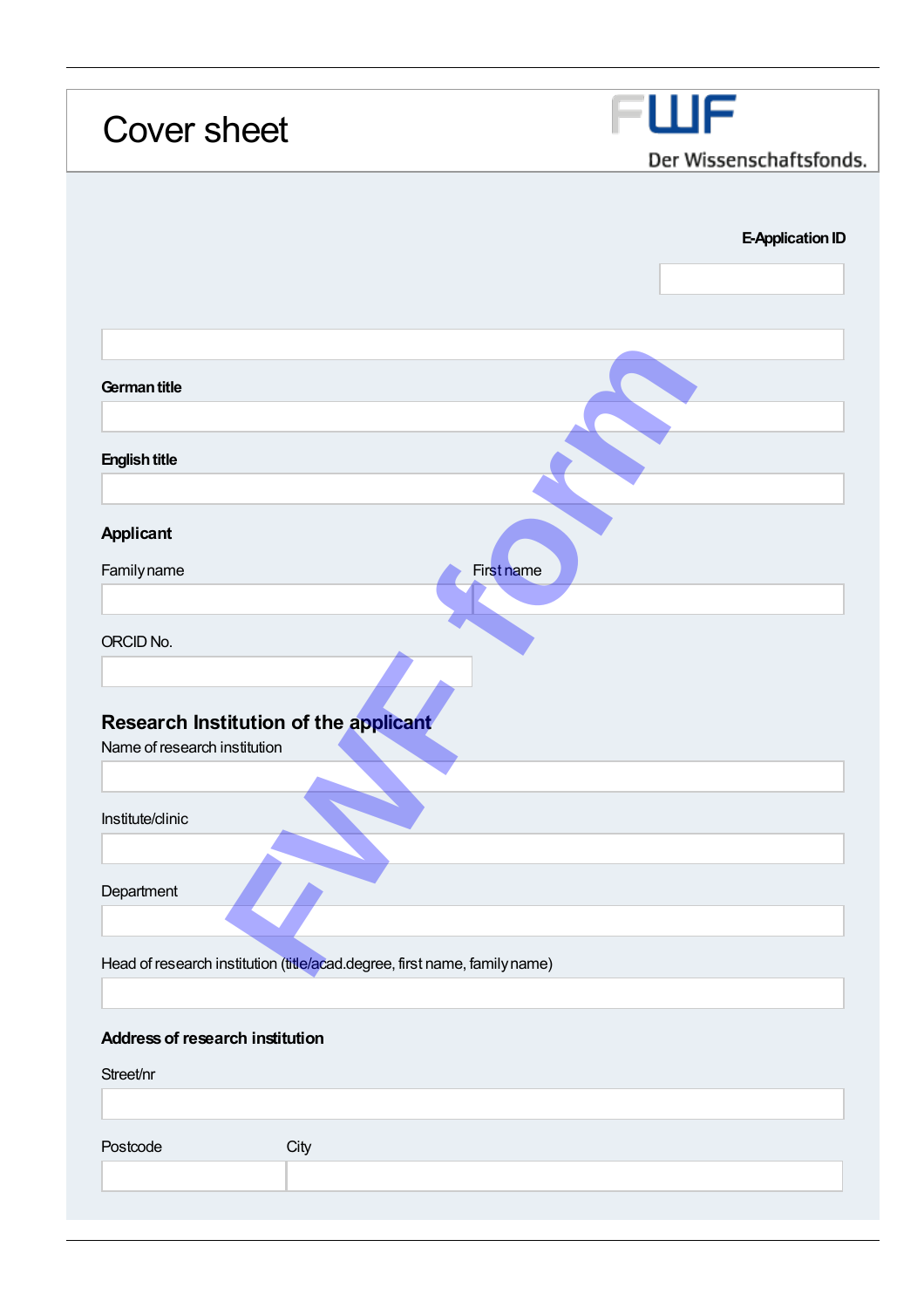# Cover sheet

Der Wissenschaftsfonds.

**E-Application ID**

**German title**

**English title**

## Applicant

Family name

First name

ORCID No.

## Research Institution of the applicant

Name of research institution

Institute/clinic

Department

Head of research institution (title/acad.degree, first name, family name)

**Address of research institution**

Street/nr

Postcode

City

FWF form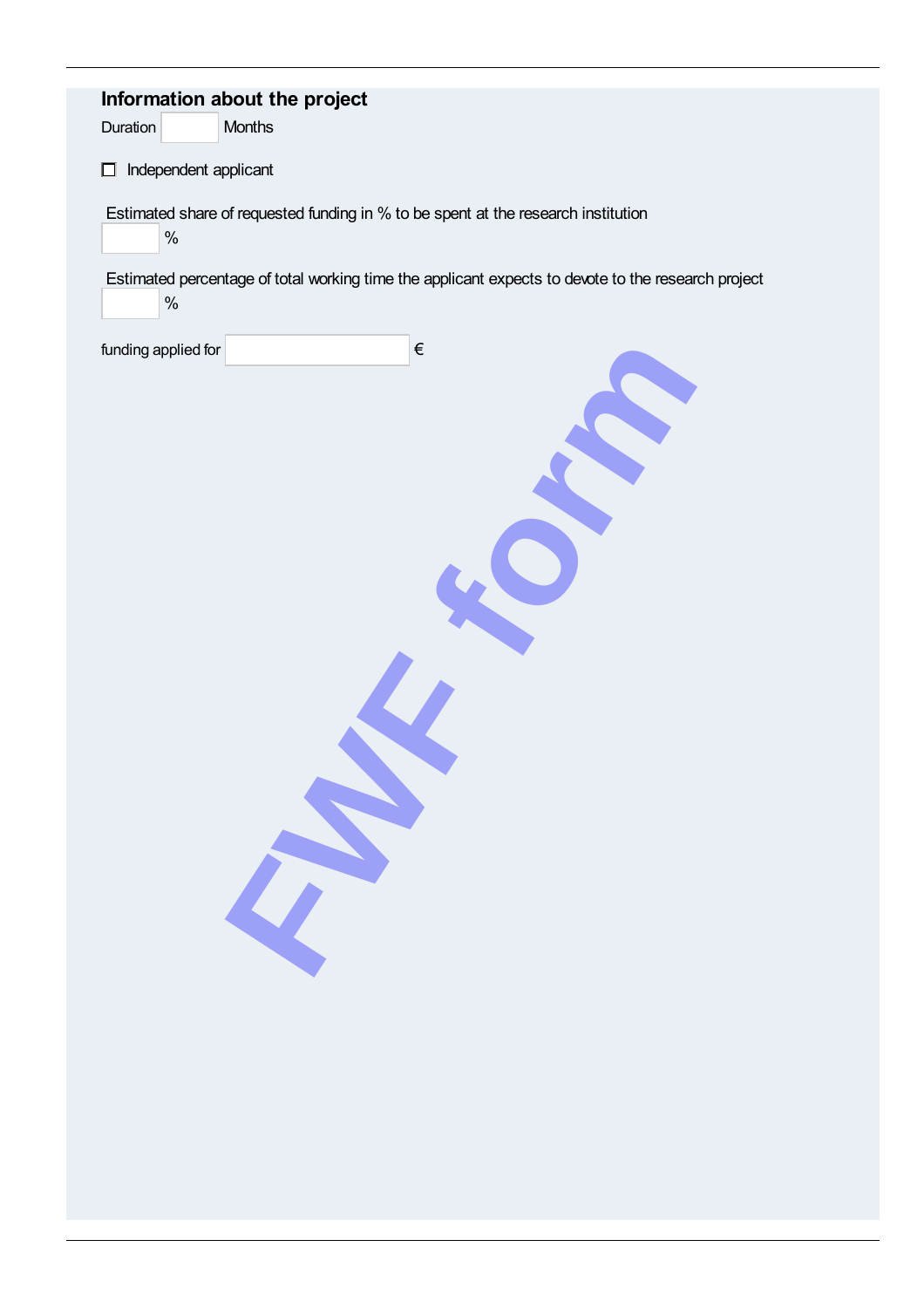## Information about the project

Duration ______ Months

☐ Independent applicant

Estimated share of requested funding in % to be spent at the research institution

______ %

Estimated percentage of total working time the applicant expects to devote to the research project

______ %

funding applied for ______ €

FWF form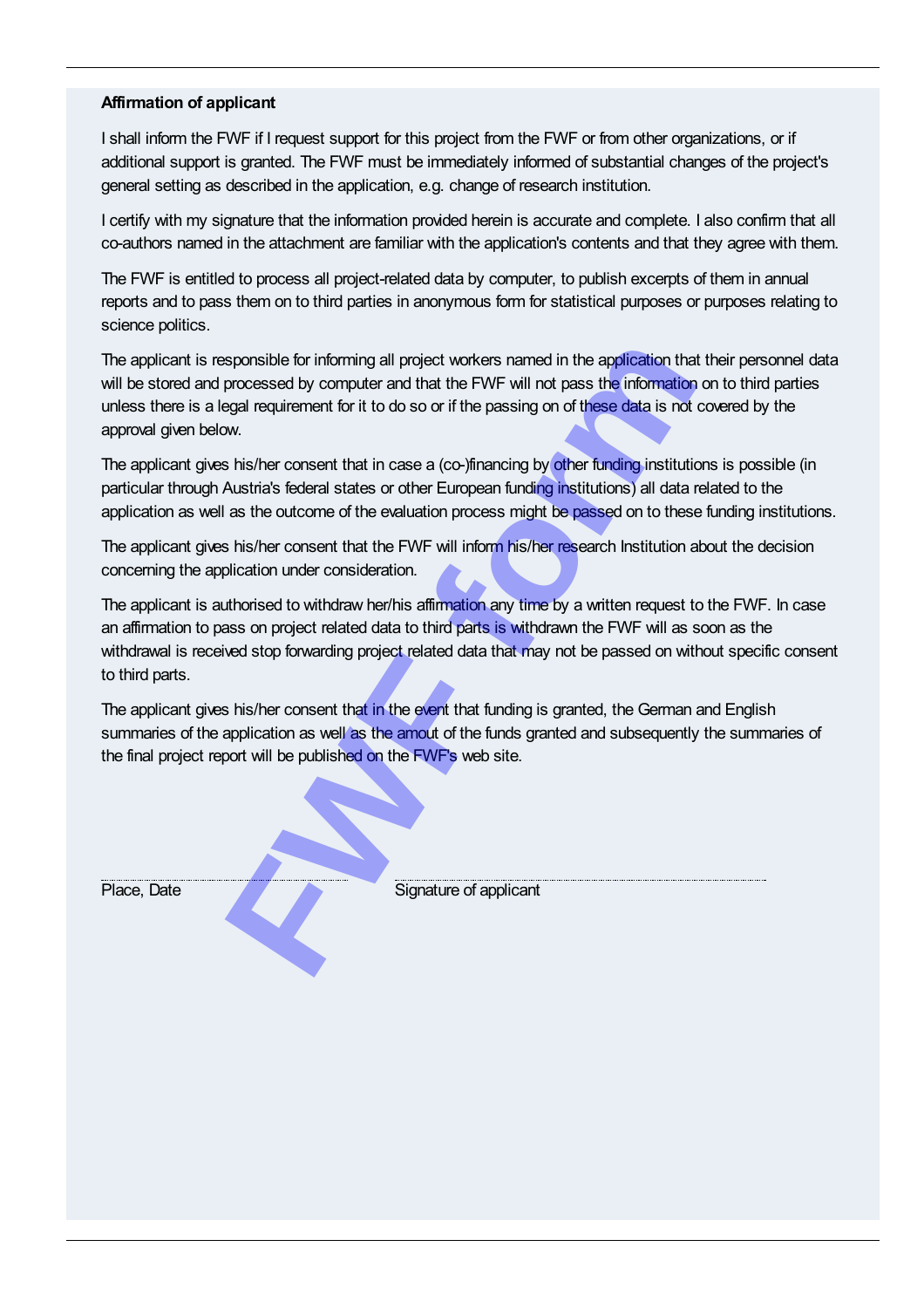**Affirmation of applicant**

I shall inform the FWF if I request support for this project from the FWF or from other organizations, or if additional support is granted. The FWF must be immediately informed of substantial changes of the project's general setting as described in the application, e.g. change of research institution.

I certify with my signature that the information provided herein is accurate and complete. I also confirm that all co-authors named in the attachment are familiar with the application's contents and that they agree with them.

The FWF is entitled to process all project-related data by computer, to publish excerpts of them in annual reports and to pass them on to third parties in anonymous form for statistical purposes or purposes relating to science politics.

The applicant is responsible for informing all project workers named in the application that their personnel data will be stored and processed by computer and that the FWF will not pass the information on to third parties unless there is a legal requirement for it to do so or if the passing on of these data is not covered by the approval given below.

The applicant gives his/her consent that in case a (co-)financing by other funding institutions is possible (in particular through Austria's federal states or other European funding institutions) all data related to the application as well as the outcome of the evaluation process might be passed on to these funding institutions.

The applicant gives his/her consent that the FWF will inform his/her research Institution about the decision concerning the application under consideration.

The applicant is authorised to withdraw her/his affirmation any time by a written request to the FWF. In case an affirmation to pass on project related data to third parts is withdrawn the FWF will as soon as the withdrawal is received stop forwarding project related data that may not be passed on without specific consent to third parts.

The applicant gives his/her consent that in the event that funding is granted, the German and English summaries of the application as well as the amout of the funds granted and subsequently the summaries of the final project report will be published on the FWF's web site.

Place, Date                                    Signature of applicant

FWF form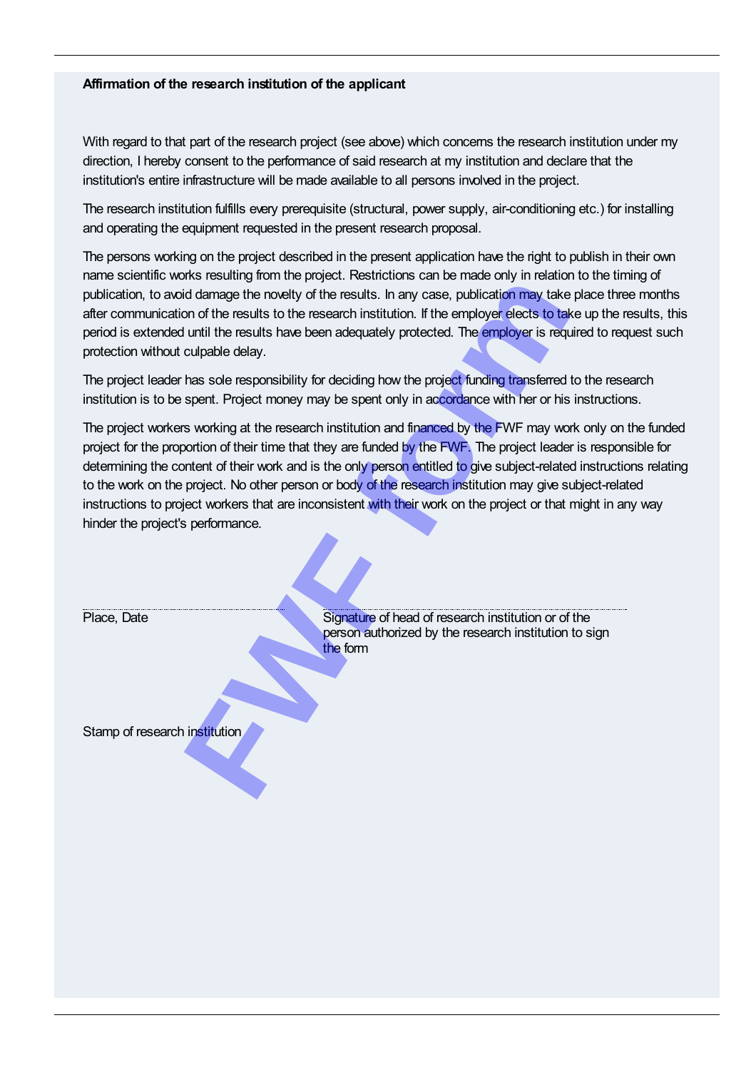**Affirmation of the research institution of the applicant**

With regard to that part of the research project (see above) which concerns the research institution under my direction, I hereby consent to the performance of said research at my institution and declare that the institution's entire infrastructure will be made available to all persons involved in the project.

The research institution fulfills every prerequisite (structural, power supply, air-conditioning etc.) for installing and operating the equipment requested in the present research proposal.

The persons working on the project described in the present application have the right to publish in their own name scientific works resulting from the project. Restrictions can be made only in relation to the timing of publication, to avoid damage the novelty of the results. In any case, publication may take place three months after communication of the results to the research institution. If the employer elects to take up the results, this period is extended until the results have been adequately protected. The employer is required to request such protection without culpable delay.

The project leader has sole responsibility for deciding how the project funding transferred to the research institution is to be spent. Project money may be spent only in accordance with her or his instructions.

The project workers working at the research institution and financed by the FWF may work only on the funded project for the proportion of their time that they are funded by the FWF. The project leader is responsible for determining the content of their work and is the only person entitled to give subject-related instructions relating to the work on the project. No other person or body of the research institution may give subject-related instructions to project workers that are inconsistent with their work on the project or that might in any way hinder the project's performance.

Place, Date

Signature of head of research institution or of the person authorized by the research institution to sign the form

Stamp of research institution

FWF form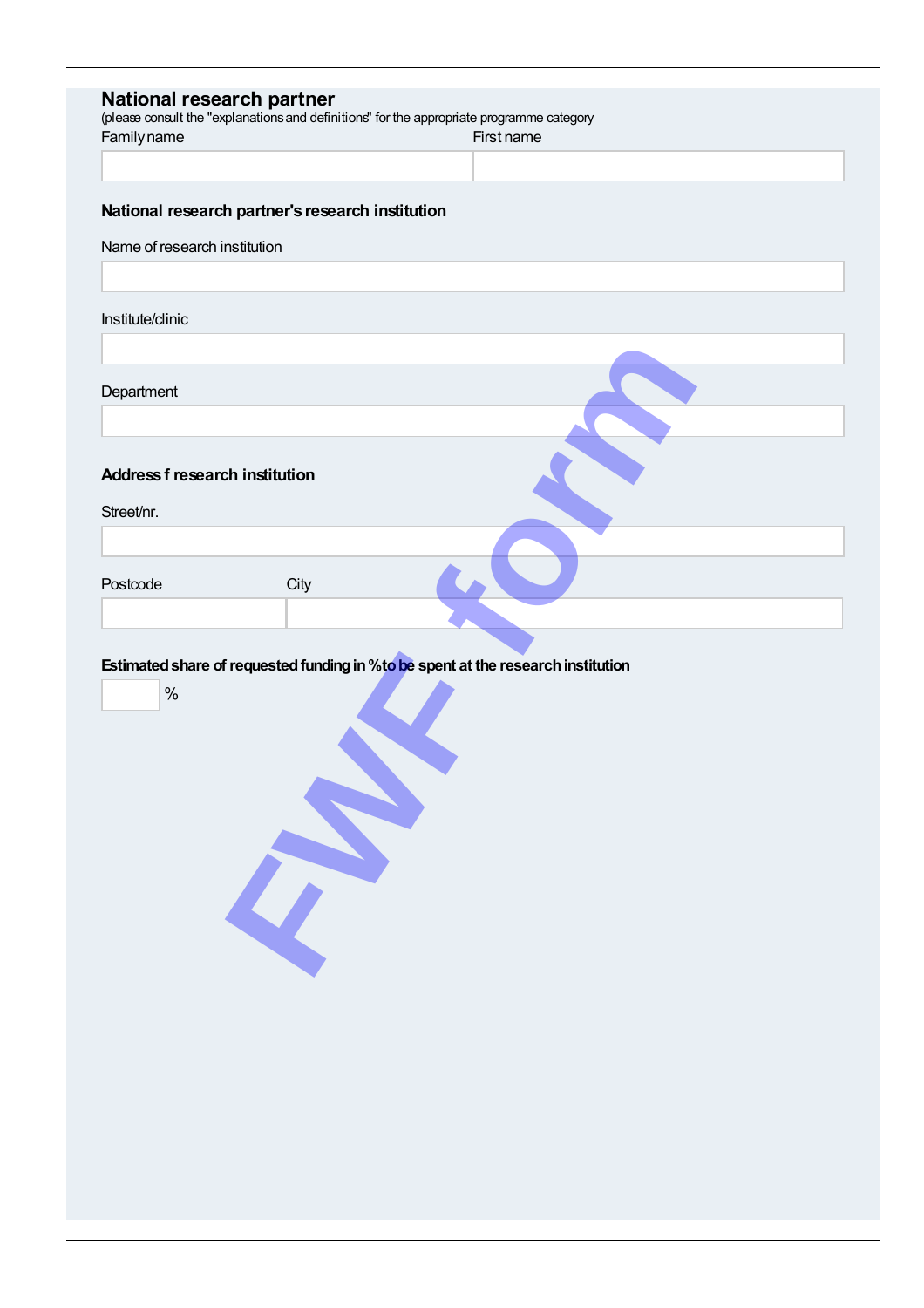## National research partner

(please consult the "explanations and definitions" for the appropriate programme category

| Family name | First name |
|---|---|
| | |

### National research partner's research institution

Name of research institution

Institute/clinic

Department

### Address f research institution

Street/nr.

| Postcode | City |
|---|---|
| | |

**Estimated share of requested funding in % to be spent at the research institution**

%

FWF form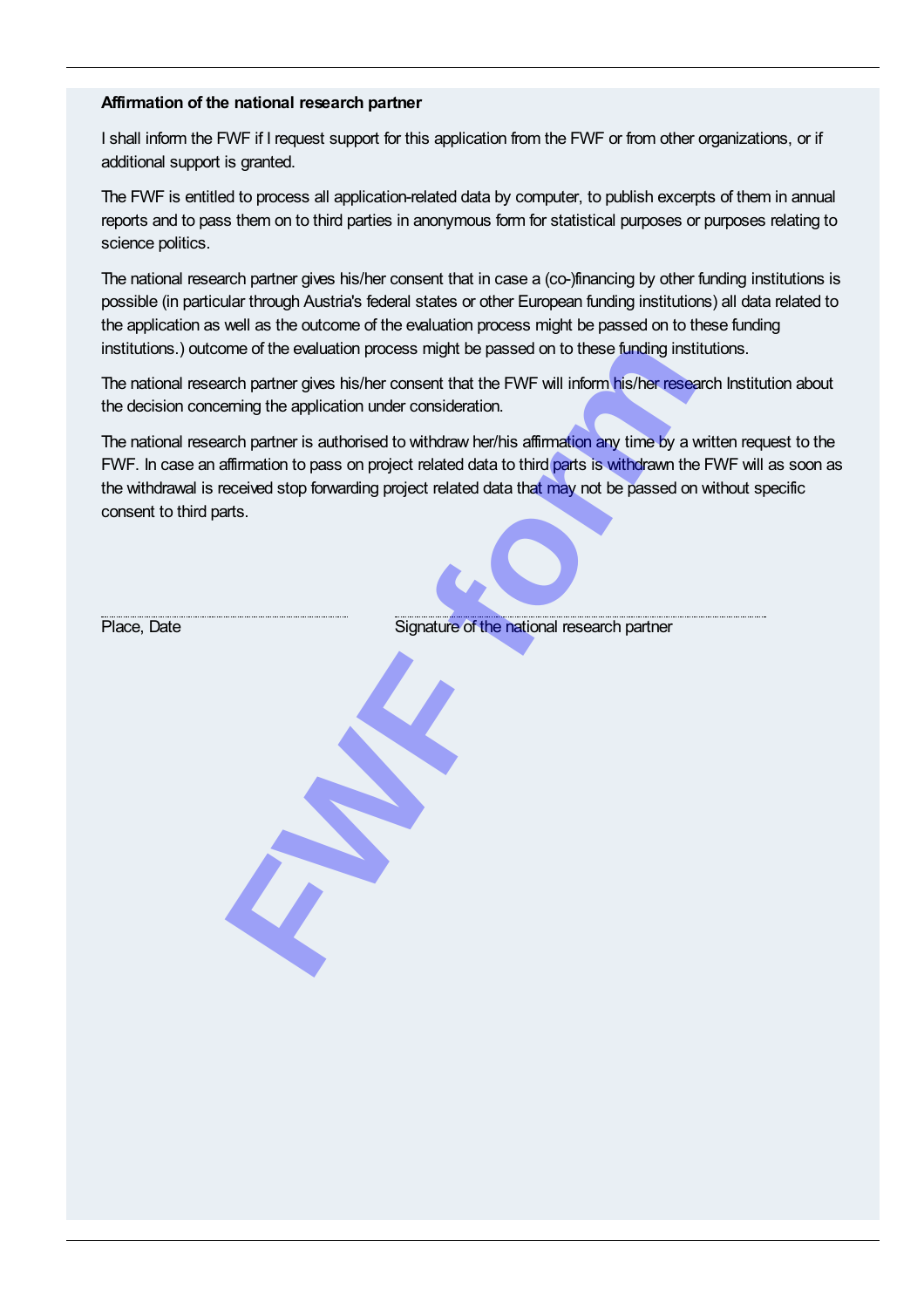**Affirmation of the national research partner**

I shall inform the FWF if I request support for this application from the FWF or from other organizations, or if additional support is granted.

The FWF is entitled to process all application-related data by computer, to publish excerpts of them in annual reports and to pass them on to third parties in anonymous form for statistical purposes or purposes relating to science politics.

The national research partner gives his/her consent that in case a (co-)financing by other funding institutions is possible (in particular through Austria's federal states or other European funding institutions) all data related to the application as well as the outcome of the evaluation process might be passed on to these funding institutions.) outcome of the evaluation process might be passed on to these funding institutions.

The national research partner gives his/her consent that the FWF will inform his/her research Institution about the decision concerning the application under consideration.

The national research partner is authorised to withdraw her/his affirmation any time by a written request to the FWF. In case an affirmation to pass on project related data to third parts is withdrawn the FWF will as soon as the withdrawal is received stop forwarding project related data that may not be passed on without specific consent to third parts.

Place, Date

Signature of the national research partner

FWF form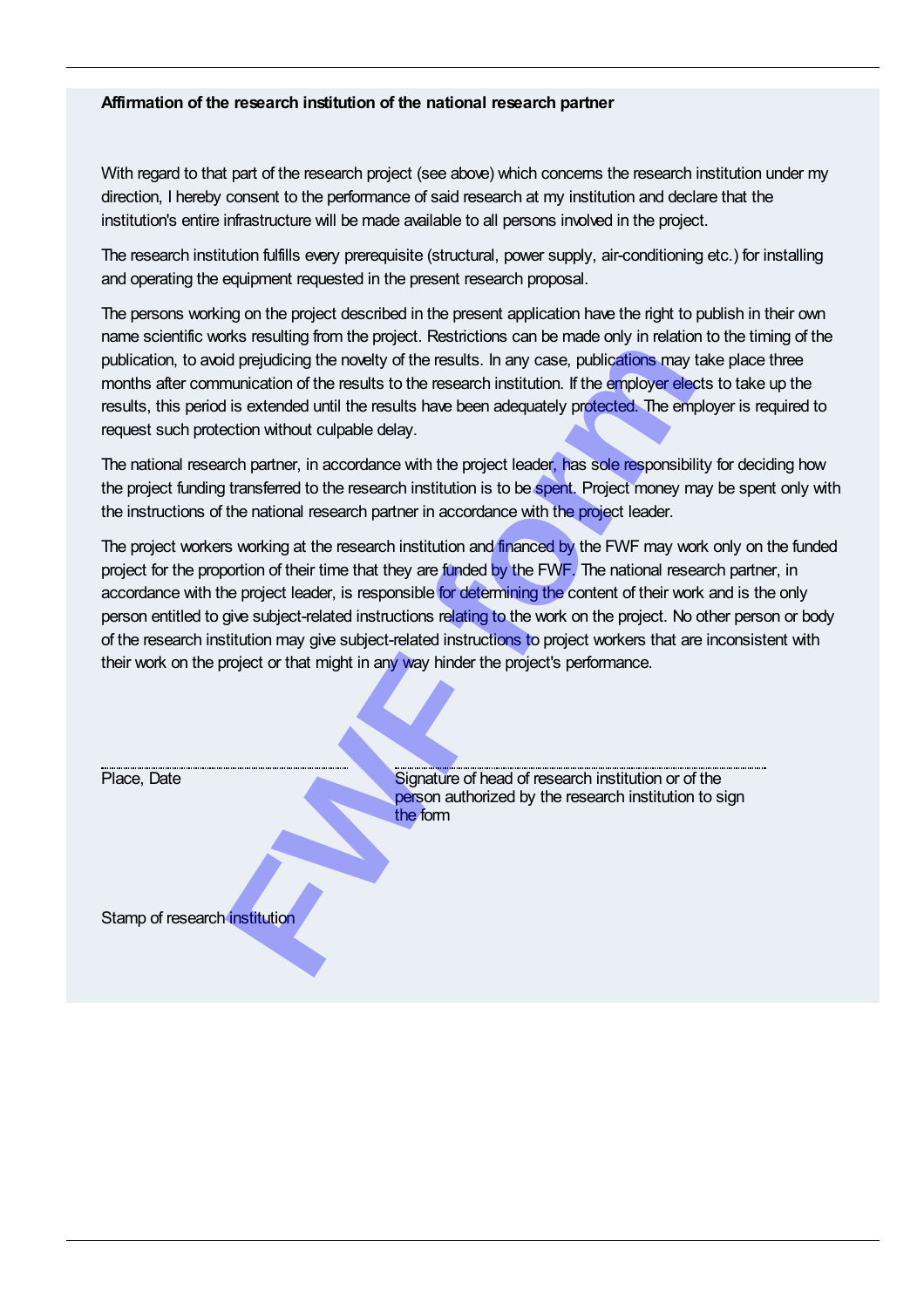**Affirmation of the research institution of the national research partner**

With regard to that part of the research project (see above) which concerns the research institution under my direction, I hereby consent to the performance of said research at my institution and declare that the institution's entire infrastructure will be made available to all persons involved in the project.

The research institution fulfills every prerequisite (structural, power supply, air-conditioning etc.) for installing and operating the equipment requested in the present research proposal.

The persons working on the project described in the present application have the right to publish in their own name scientific works resulting from the project. Restrictions can be made only in relation to the timing of the publication, to avoid prejudicing the novelty of the results. In any case, publications may take place three months after communication of the results to the research institution. If the employer elects to take up the results, this period is extended until the results have been adequately protected. The employer is required to request such protection without culpable delay.

The national research partner, in accordance with the project leader, has sole responsibility for deciding how the project funding transferred to the research institution is to be spent. Project money may be spent only with the instructions of the national research partner in accordance with the project leader.

The project workers working at the research institution and financed by the FWF may work only on the funded project for the proportion of their time that they are funded by the FWF. The national research partner, in accordance with the project leader, is responsible for determining the content of their work and is the only person entitled to give subject-related instructions relating to the work on the project. No other person or body of the research institution may give subject-related instructions to project workers that are inconsistent with their work on the project or that might in any way hinder the project's performance.

Place, Date

Signature of head of research institution or of the person authorized by the research institution to sign the form

Stamp of research institution

FWF form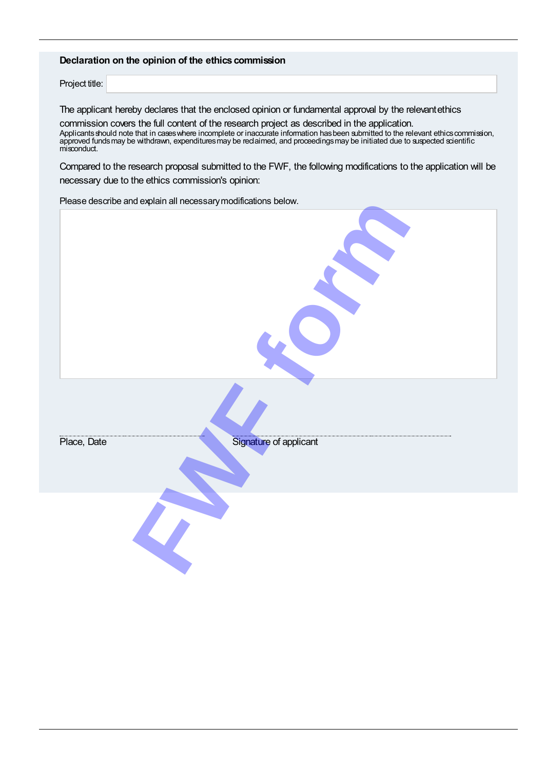**Declaration on the opinion of the ethics commission**

Project title:

The applicant hereby declares that the enclosed opinion or fundamental approval by the relevant ethics commission covers the full content of the research project as described in the application.

Applicants should note that in cases where incomplete or inaccurate information has been submitted to the relevant ethics commission, approved funds may be withdrawn, expenditures may be reclaimed, and proceedings may be initiated due to suspected scientific misconduct.

Compared to the research proposal submitted to the FWF, the following modifications to the application will be necessary due to the ethics commission's opinion:

Please describe and explain all necessary modifications below.

Place, Date

Signature of applicant

FWF form